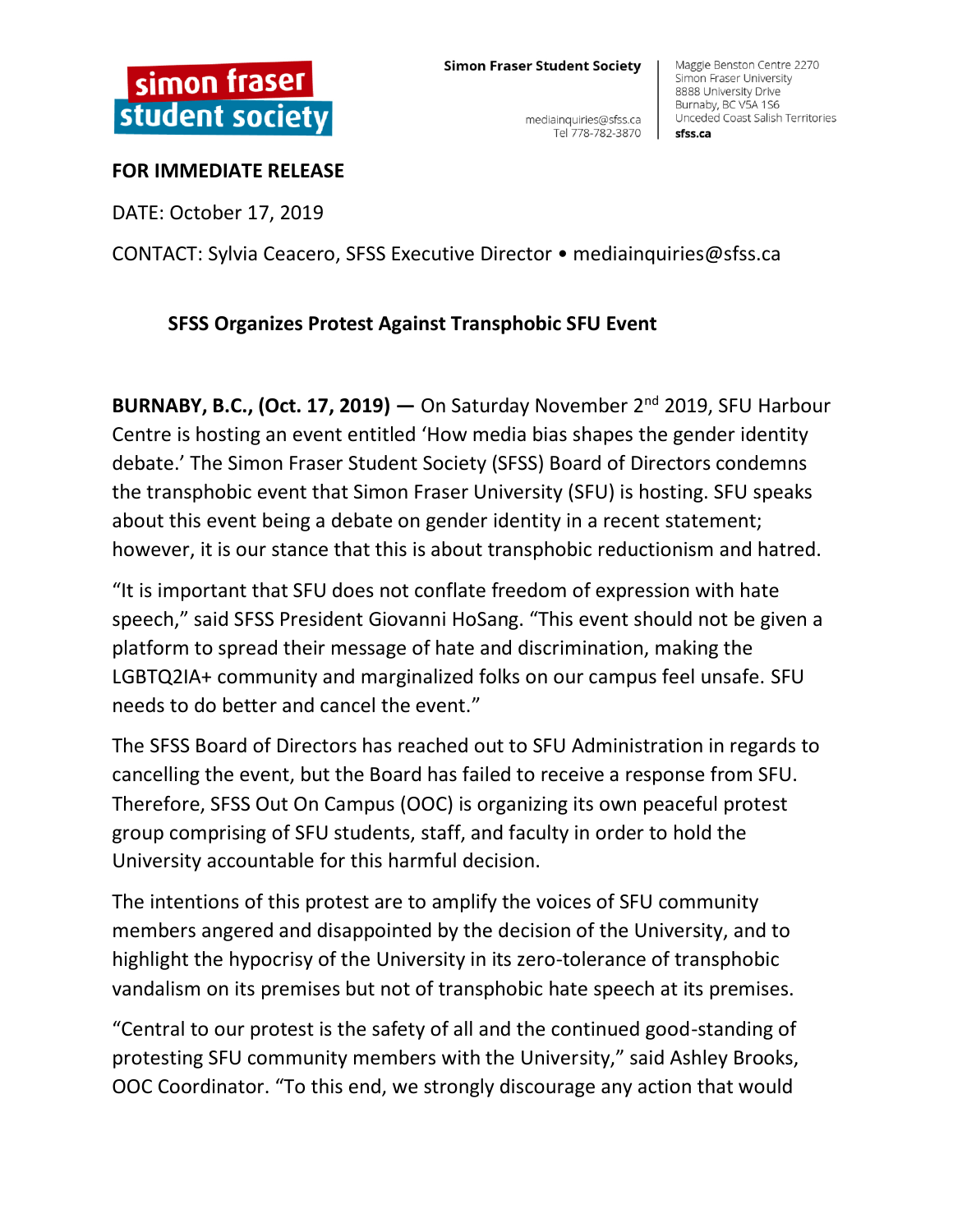**simon fraser student society**

**Simon Fraser Student Society**

mediainquiries@sfss.ca
Tel 778-782-3870

Maggie Benston Centre 2270
Simon Fraser University
8888 University Drive
Burnaby, BC V5A 1S6
Unceded Coast Salish Territories
**sfss.ca**

**FOR IMMEDIATE RELEASE**

DATE: October 17, 2019

CONTACT: Sylvia Ceacero, SFSS Executive Director • mediainquiries@sfss.ca

## SFSS Organizes Protest Against Transphobic SFU Event

**BURNABY, B.C., (Oct. 17, 2019) —** On Saturday November 2nd 2019, SFU Harbour Centre is hosting an event entitled 'How media bias shapes the gender identity debate.' The Simon Fraser Student Society (SFSS) Board of Directors condemns the transphobic event that Simon Fraser University (SFU) is hosting. SFU speaks about this event being a debate on gender identity in a recent statement; however, it is our stance that this is about transphobic reductionism and hatred.

"It is important that SFU does not conflate freedom of expression with hate speech," said SFSS President Giovanni HoSang. "This event should not be given a platform to spread their message of hate and discrimination, making the LGBTQ2IA+ community and marginalized folks on our campus feel unsafe. SFU needs to do better and cancel the event."

The SFSS Board of Directors has reached out to SFU Administration in regards to cancelling the event, but the Board has failed to receive a response from SFU. Therefore, SFSS Out On Campus (OOC) is organizing its own peaceful protest group comprising of SFU students, staff, and faculty in order to hold the University accountable for this harmful decision.

The intentions of this protest are to amplify the voices of SFU community members angered and disappointed by the decision of the University, and to highlight the hypocrisy of the University in its zero-tolerance of transphobic vandalism on its premises but not of transphobic hate speech at its premises.

"Central to our protest is the safety of all and the continued good-standing of protesting SFU community members with the University," said Ashley Brooks, OOC Coordinator. "To this end, we strongly discourage any action that would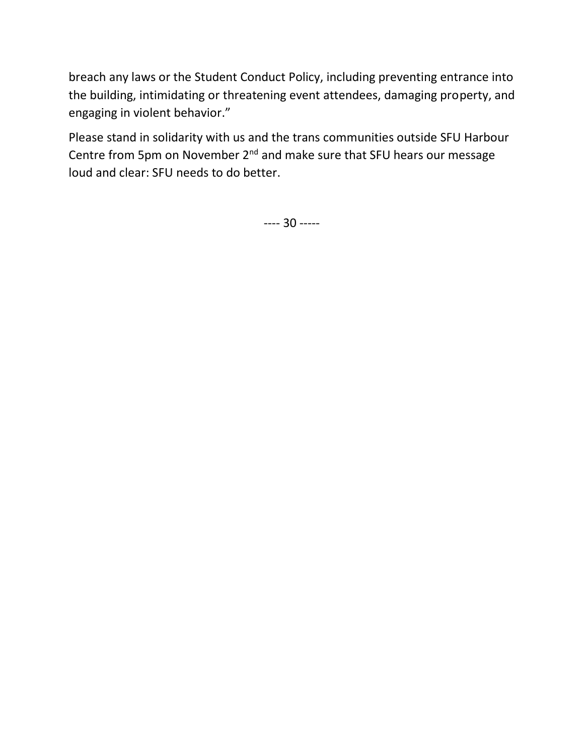breach any laws or the Student Conduct Policy, including preventing entrance into the building, intimidating or threatening event attendees, damaging property, and engaging in violent behavior."

Please stand in solidarity with us and the trans communities outside SFU Harbour Centre from 5pm on November 2nd and make sure that SFU hears our message loud and clear: SFU needs to do better.

---- 30 -----